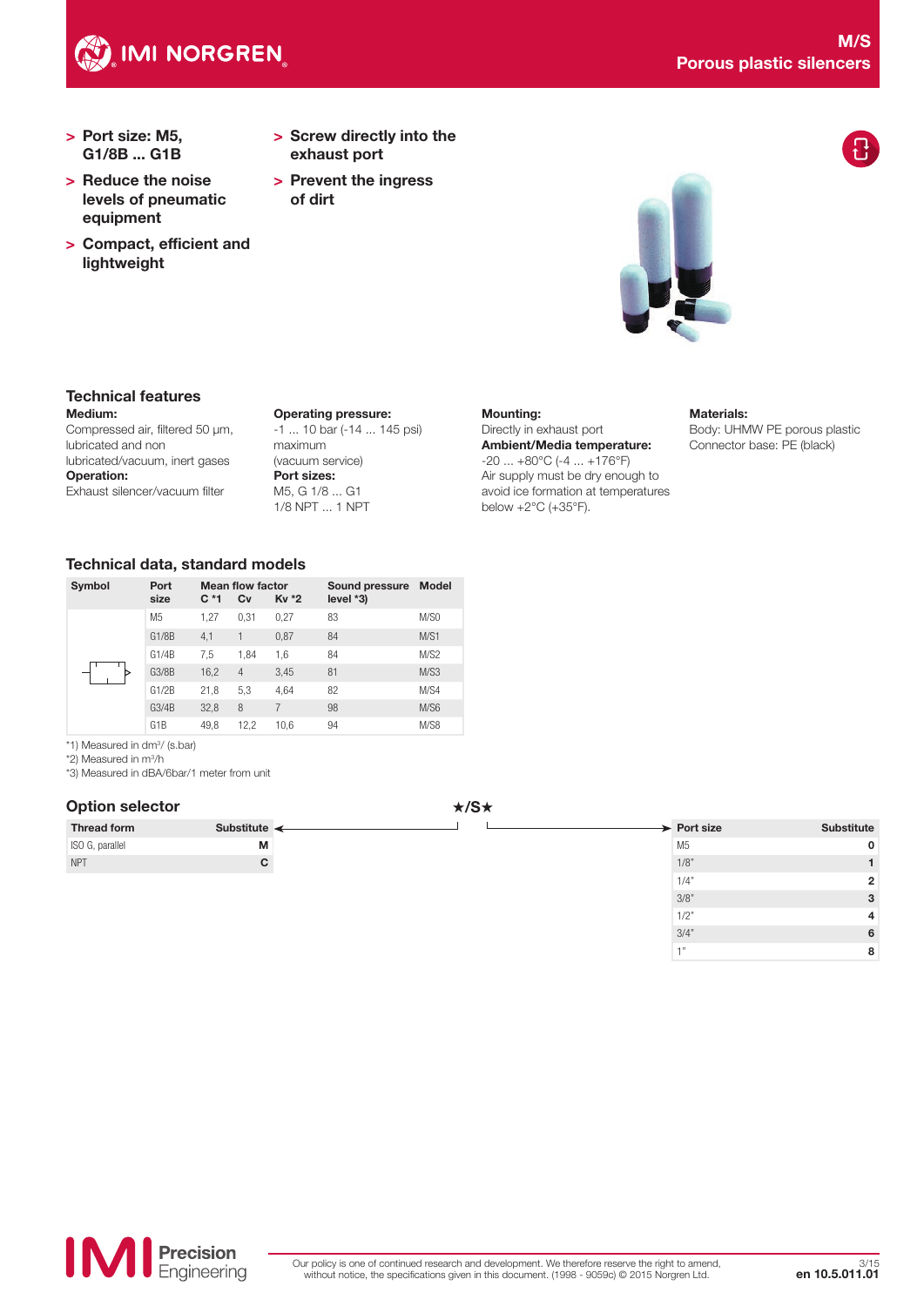# M/S
# Porous plastic silencers

- Port size: M5, G1/8B ... G1B
- Reduce the noise levels of pneumatic equipment
- Compact, efficient and lightweight
- Screw directly into the exhaust port
- Prevent the ingress of dirt

## Technical features

**Medium:**
Compressed air, filtered 50 µm, lubricated and non lubricated/vacuum, inert gases

**Operation:**
Exhaust silencer/vacuum filter

**Operating pressure:**
-1 ... 10 bar (-14 ... 145 psi) maximum (vacuum service)

**Port sizes:**
M5, G 1/8 ... G1
1/8 NPT ... 1 NPT

**Mounting:**
Directly in exhaust port

**Ambient/Media temperature:**
-20 ... +80°C (-4 ... +176°F)
Air supply must be dry enough to avoid ice formation at temperatures below +2°C (+35°F).

**Materials:**
Body: UHMW PE porous plastic
Connector base: PE (black)

## Technical data, standard models

| Symbol | Port size | Mean flow factor C *1 | Cv | Kv *2 | Sound pressure level *3) | Model |
|---|---|---|---|---|---|---|
| | M5 | 1,27 | 0,31 | 0,27 | 83 | M/S0 |
| | G1/8B | 4,1 | 1 | 0,87 | 84 | M/S1 |
| | G1/4B | 7,5 | 1,84 | 1,6 | 84 | M/S2 |
| | G3/8B | 16,2 | 4 | 3,45 | 81 | M/S3 |
| | G1/2B | 21,8 | 5,3 | 4,64 | 82 | M/S4 |
| | G3/4B | 32,8 | 8 | 7 | 98 | M/S6 |
| | G1B | 49,8 | 12,2 | 10,6 | 94 | M/S8 |

*1) Measured in dm³/ (s.bar)
*2) Measured in m³/h
*3) Measured in dBA/6bar/1 meter from unit

## Option selector

★/S★

| Thread form | Substitute |
|---|---|
| ISO G, parallel | M |
| NPT | C |

| Port size | Substitute |
|---|---|
| M5 | 0 |
| 1/8" | 1 |
| 1/4" | 2 |
| 3/8" | 3 |
| 1/2" | 4 |
| 3/4" | 6 |
| 1" | 8 |

Our policy is one of continued research and development. We therefore reserve the right to amend, without notice, the specifications given in this document. (1998 - 9059c) © 2015 Norgren Ltd.

en 10.5.011.01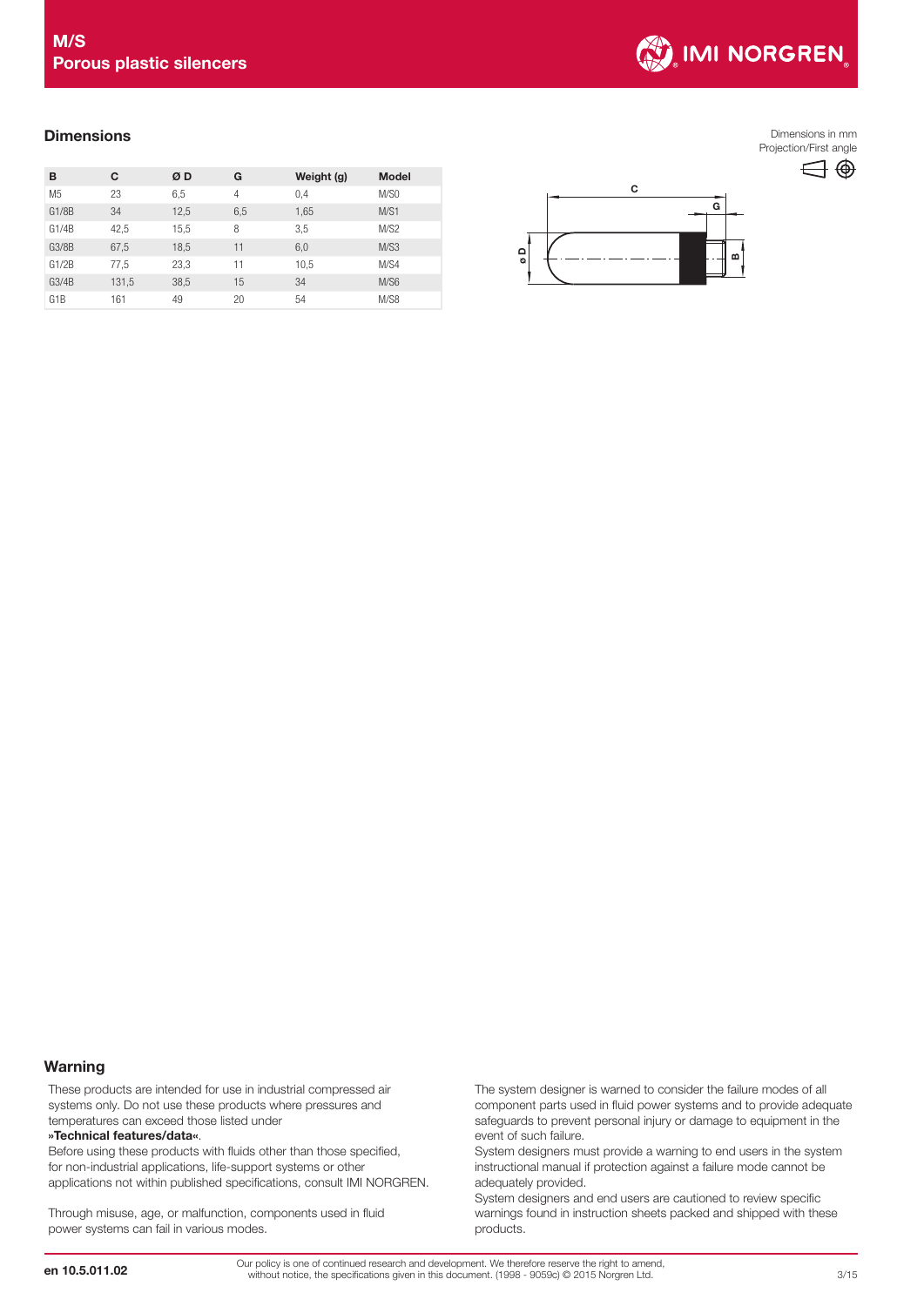## Dimensions

Dimensions in mm
Projection/First angle

| B | C | Ø D | G | Weight (g) | Model |
|---|---|---|---|---|---|
| M5 | 23 | 6,5 | 4 | 0,4 | M/S0 |
| G1/8B | 34 | 12,5 | 6,5 | 1,65 | M/S1 |
| G1/4B | 42,5 | 15,5 | 8 | 3,5 | M/S2 |
| G3/8B | 67,5 | 18,5 | 11 | 6,0 | M/S3 |
| G1/2B | 77,5 | 23,3 | 11 | 10,5 | M/S4 |
| G3/4B | 131,5 | 38,5 | 15 | 34 | M/S6 |
| G1B | 161 | 49 | 20 | 54 | M/S8 |

C
G
ø D
B

## Warning

These products are intended for use in industrial compressed air systems only. Do not use these products where pressures and temperatures can exceed those listed under
**»Technical features/data«**.
Before using these products with fluids other than those specified, for non-industrial applications, life-support systems or other applications not within published specifications, consult IMI NORGREN.

Through misuse, age, or malfunction, components used in fluid power systems can fail in various modes.

The system designer is warned to consider the failure modes of all component parts used in fluid power systems and to provide adequate safeguards to prevent personal injury or damage to equipment in the event of such failure.
System designers must provide a warning to end users in the system instructional manual if protection against a failure mode cannot be adequately provided.
System designers and end users are cautioned to review specific warnings found in instruction sheets packed and shipped with these products.

Our policy is one of continued research and development. We therefore reserve the right to amend, without notice, the specifications given in this document. (1998 - 9059c) © 2015 Norgren Ltd.